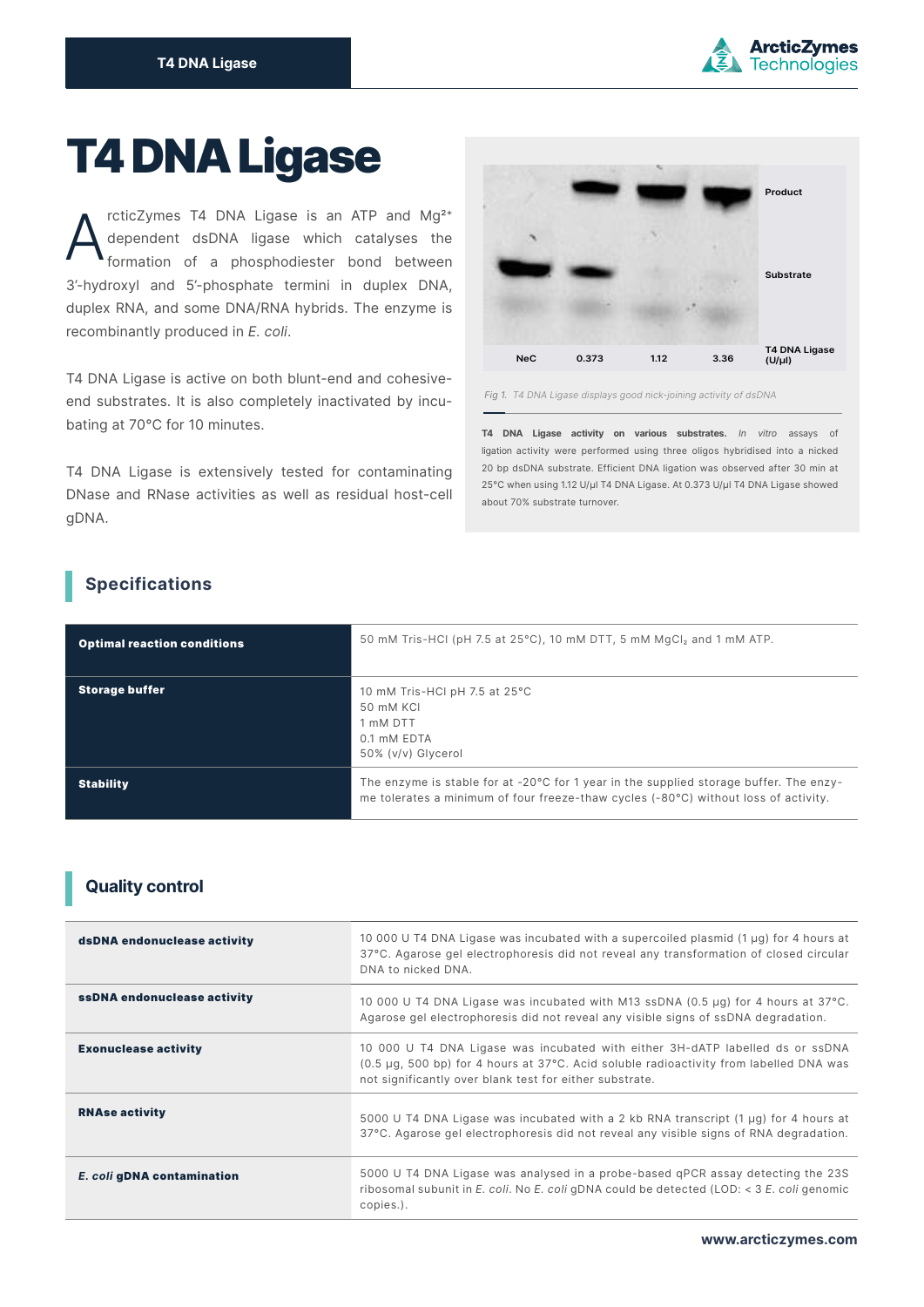# T4 DNA Ligase

ArcticZymes T4 DNA Ligase is an ATP and $Mg^{2+}$ dependent dsDNA ligase which catalyses the formation of a phosphodiester bond between 3'-hydroxyl and 5'-phosphate termini in duplex DNA, duplex RNA, and some DNA/RNA hybrids. The enzyme is recombinantly produced in *E. coli*.

T4 DNA Ligase is active on both blunt-end and cohesive-end substrates. It is also completely inactivated by incubating at 70°C for 10 minutes.

T4 DNA Ligase is extensively tested for contaminating DNase and RNase activities as well as residual host-cell gDNA.

Product

Substrate

NeC | 0.373 | 1.12 | 3.36 | T4 DNA Ligase (U/µl)

*Fig 1. T4 DNA Ligase displays good nick-joining activity of dsDNA*

**T4 DNA Ligase activity on various substrates.** *In vitro* assays of ligation activity were performed using three oligos hybridised into a nicked 20 bp dsDNA substrate. Efficient DNA ligation was observed after 30 min at 25°C when using 1.12 U/µl T4 DNA Ligase. At 0.373 U/µl T4 DNA Ligase showed about 70% substrate turnover.

## Specifications

| | |
|---|---|
| **Optimal reaction conditions** | 50 mM Tris-HCl (pH 7.5 at 25°C), 10 mM DTT, 5 mM $MgCl_2$ and 1 mM ATP. |
| **Storage buffer** | 10 mM Tris-HCl pH 7.5 at 25°C<br>50 mM KCl<br>1 mM DTT<br>0.1 mM EDTA<br>50% (v/v) Glycerol |
| **Stability** | The enzyme is stable for at -20°C for 1 year in the supplied storage buffer. The enzyme tolerates a minimum of four freeze-thaw cycles (-80°C) without loss of activity. |

## Quality control

| | |
|---|---|
| **dsDNA endonuclease activity** | 10 000 U T4 DNA Ligase was incubated with a supercoiled plasmid (1 µg) for 4 hours at 37°C. Agarose gel electrophoresis did not reveal any transformation of closed circular DNA to nicked DNA. |
| **ssDNA endonuclease activity** | 10 000 U T4 DNA Ligase was incubated with M13 ssDNA (0.5 µg) for 4 hours at 37°C. Agarose gel electrophoresis did not reveal any visible signs of ssDNA degradation. |
| **Exonuclease activity** | 10 000 U T4 DNA Ligase was incubated with either 3H-dATP labelled ds or ssDNA (0.5 µg, 500 bp) for 4 hours at 37°C. Acid soluble radioactivity from labelled DNA was not significantly over blank test for either substrate. |
| **RNAse activity** | 5000 U T4 DNA Ligase was incubated with a 2 kb RNA transcript (1 µg) for 4 hours at 37°C. Agarose gel electrophoresis did not reveal any visible signs of RNA degradation. |
| ***E. coli* gDNA contamination** | 5000 U T4 DNA Ligase was analysed in a probe-based qPCR assay detecting the 23S ribosomal subunit in *E. coli*. No *E. coli* gDNA could be detected (LOD: < 3 *E. coli* genomic copies.). |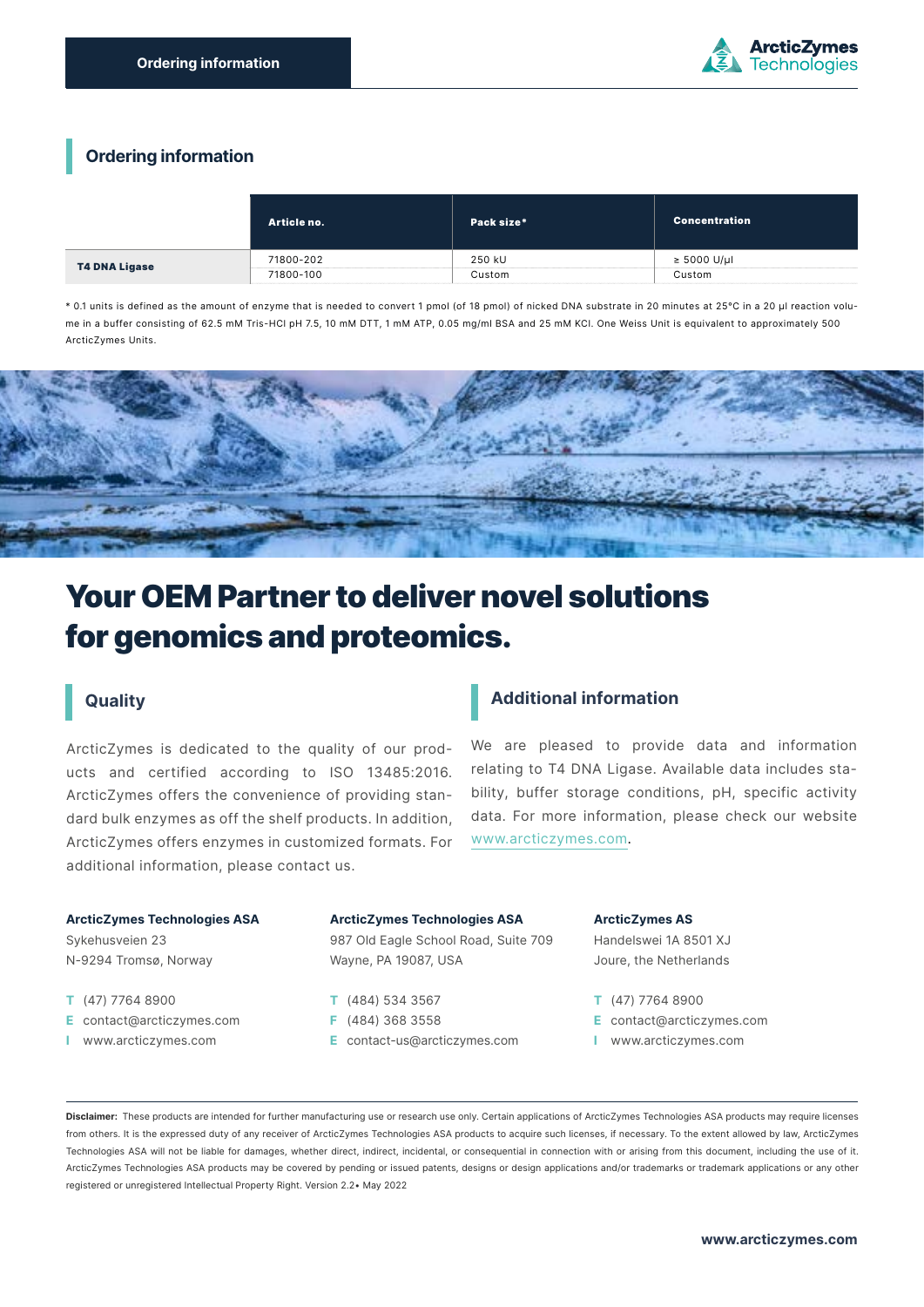## Ordering information

| | Article no. | Pack size* | Concentration |
|---|---|---|---|
| T4 DNA Ligase | 71800-202 | 250 kU | ≥ 5000 U/µl |
| | 71800-100 | Custom | Custom |

* 0.1 units is defined as the amount of enzyme that is needed to convert 1 pmol (of 18 pmol) of nicked DNA substrate in 20 minutes at 25°C in a 20 µl reaction volume in a buffer consisting of 62.5 mM Tris-HCl pH 7.5, 10 mM DTT, 1 mM ATP, 0.05 mg/ml BSA and 25 mM KCl. One Weiss Unit is equivalent to approximately 500 ArcticZymes Units.

# Your OEM Partner to deliver novel solutions for genomics and proteomics.

## Quality

ArcticZymes is dedicated to the quality of our products and certified according to ISO 13485:2016. ArcticZymes offers the convenience of providing standard bulk enzymes as off the shelf products. In addition, ArcticZymes offers enzymes in customized formats. For additional information, please contact us.

## Additional information

We are pleased to provide data and information relating to T4 DNA Ligase. Available data includes stability, buffer storage conditions, pH, specific activity data. For more information, please check our website www.arcticzymes.com.

**ArcticZymes Technologies ASA**
Sykehusveien 23
N-9294 Tromsø, Norway

T (47) 7764 8900
E contact@arcticzymes.com
I www.arcticzymes.com

**ArcticZymes Technologies ASA**
987 Old Eagle School Road, Suite 709
Wayne, PA 19087, USA

T (484) 534 3567
F (484) 368 3558
E contact-us@arcticzymes.com

**ArcticZymes AS**
Handelswei 1A 8501 XJ
Joure, the Netherlands

T (47) 7764 8900
E contact@arcticzymes.com
I www.arcticzymes.com

**Disclaimer:** These products are intended for further manufacturing use or research use only. Certain applications of ArcticZymes Technologies ASA products may require licenses from others. It is the expressed duty of any receiver of ArcticZymes Technologies ASA products to acquire such licenses, if necessary. To the extent allowed by law, ArcticZymes Technologies ASA will not be liable for damages, whether direct, indirect, incidental, or consequential in connection with or arising from this document, including the use of it. ArcticZymes Technologies ASA products may be covered by pending or issued patents, designs or design applications and/or trademarks or trademark applications or any other registered or unregistered Intellectual Property Right. Version 2.2• May 2022